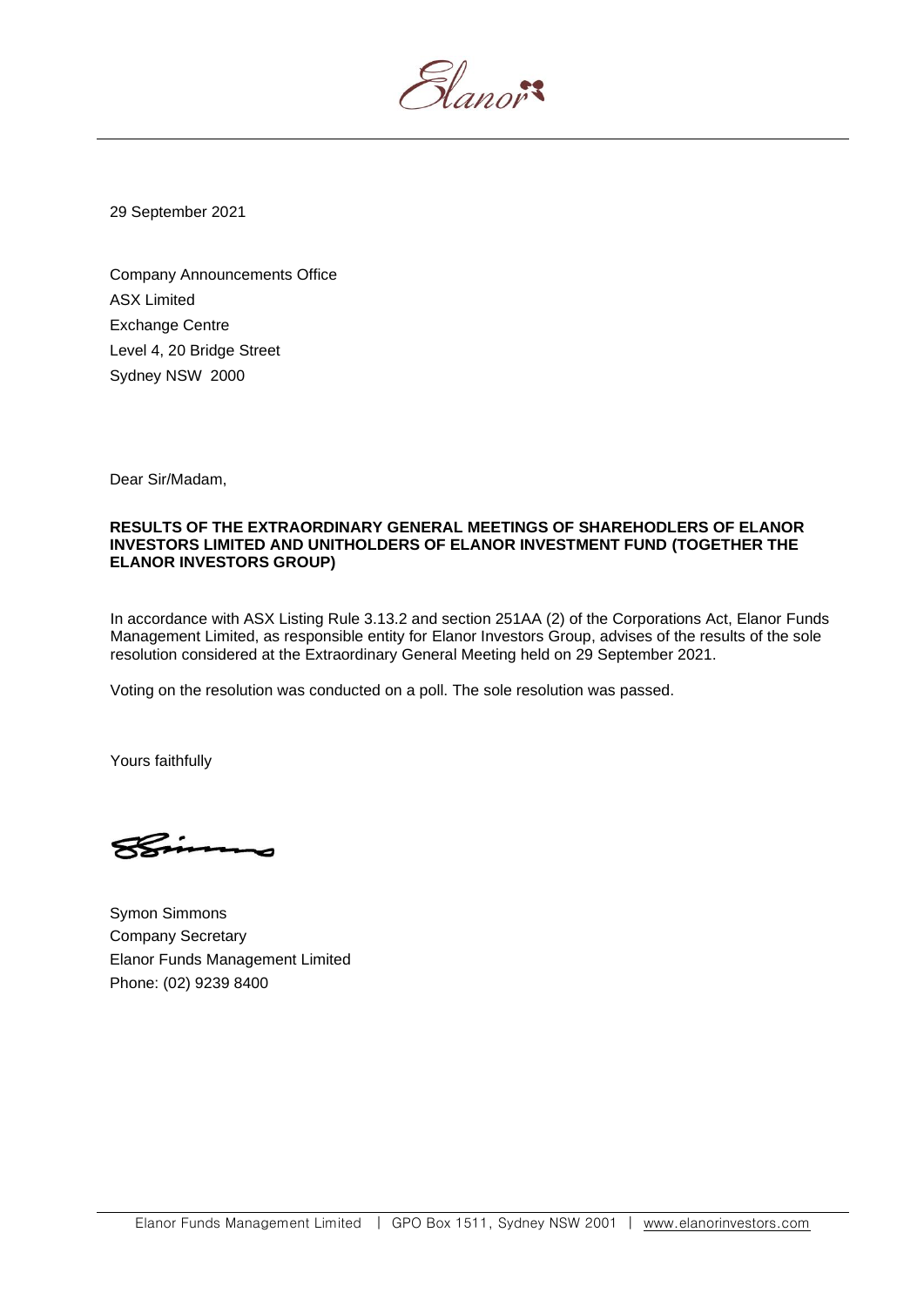29 September 2021

Company Announcements Office
ASX Limited
Exchange Centre
Level 4, 20 Bridge Street
Sydney NSW 2000

Dear Sir/Madam,

**RESULTS OF THE EXTRAORDINARY GENERAL MEETINGS OF SHAREHODLERS OF ELANOR INVESTORS LIMITED AND UNITHOLDERS OF ELANOR INVESTMENT FUND (TOGETHER THE ELANOR INVESTORS GROUP)**

In accordance with ASX Listing Rule 3.13.2 and section 251AA (2) of the Corporations Act, Elanor Funds Management Limited, as responsible entity for Elanor Investors Group, advises of the results of the sole resolution considered at the Extraordinary General Meeting held on 29 September 2021.

Voting on the resolution was conducted on a poll. The sole resolution was passed.

Yours faithfully

Symon Simmons
Company Secretary
Elanor Funds Management Limited
Phone: (02) 9239 8400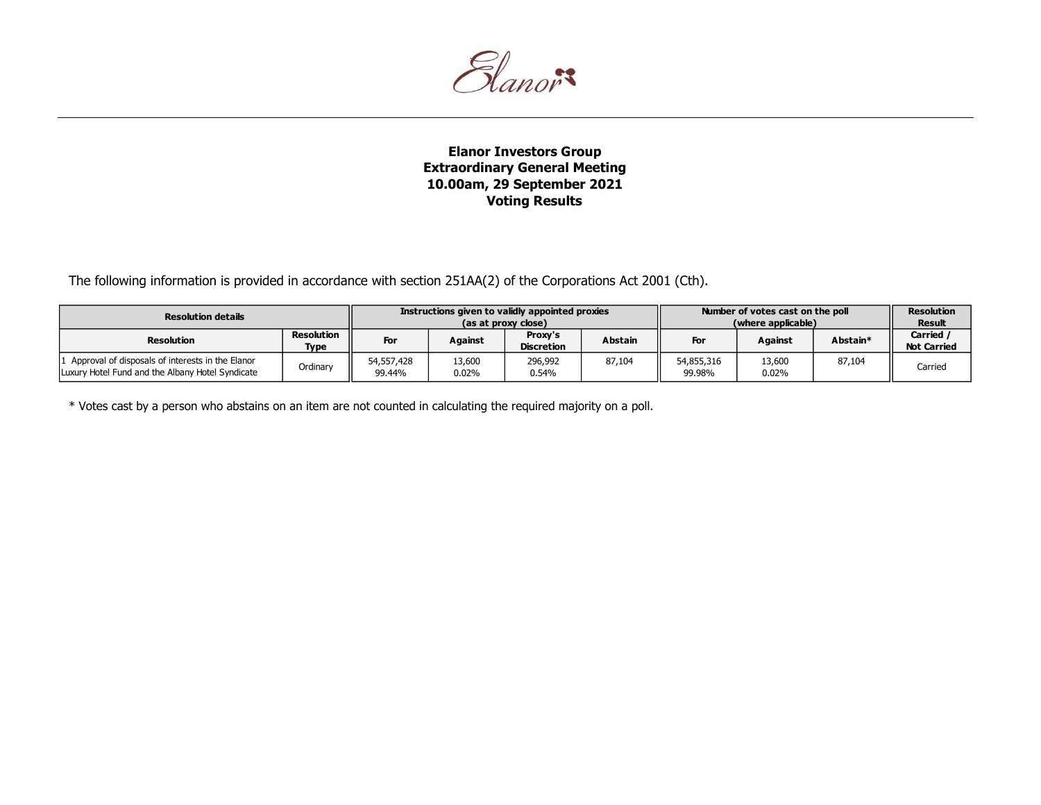Elanor

**Elanor Investors Group**
**Extraordinary General Meeting**
**10.00am, 29 September 2021**
**Voting Results**

The following information is provided in accordance with section 251AA(2) of the Corporations Act 2001 (Cth).

| Resolution details | | Instructions given to validly appointed proxies (as at proxy close) | | | | Number of votes cast on the poll (where applicable) | | | Resolution Result |
|---|---|---|---|---|---|---|---|---|---|
| Resolution | Resolution Type | For | Against | Proxy's Discretion | Abstain | For | Against | Abstain* | Carried / Not Carried |
| 1 Approval of disposals of interests in the Elanor Luxury Hotel Fund and the Albany Hotel Syndicate | Ordinary | 54,557,428 99.44% | 13,600 0.02% | 296,992 0.54% | 87,104 | 54,855,316 99.98% | 13,600 0.02% | 87,104 | Carried |

* Votes cast by a person who abstains on an item are not counted in calculating the required majority on a poll.